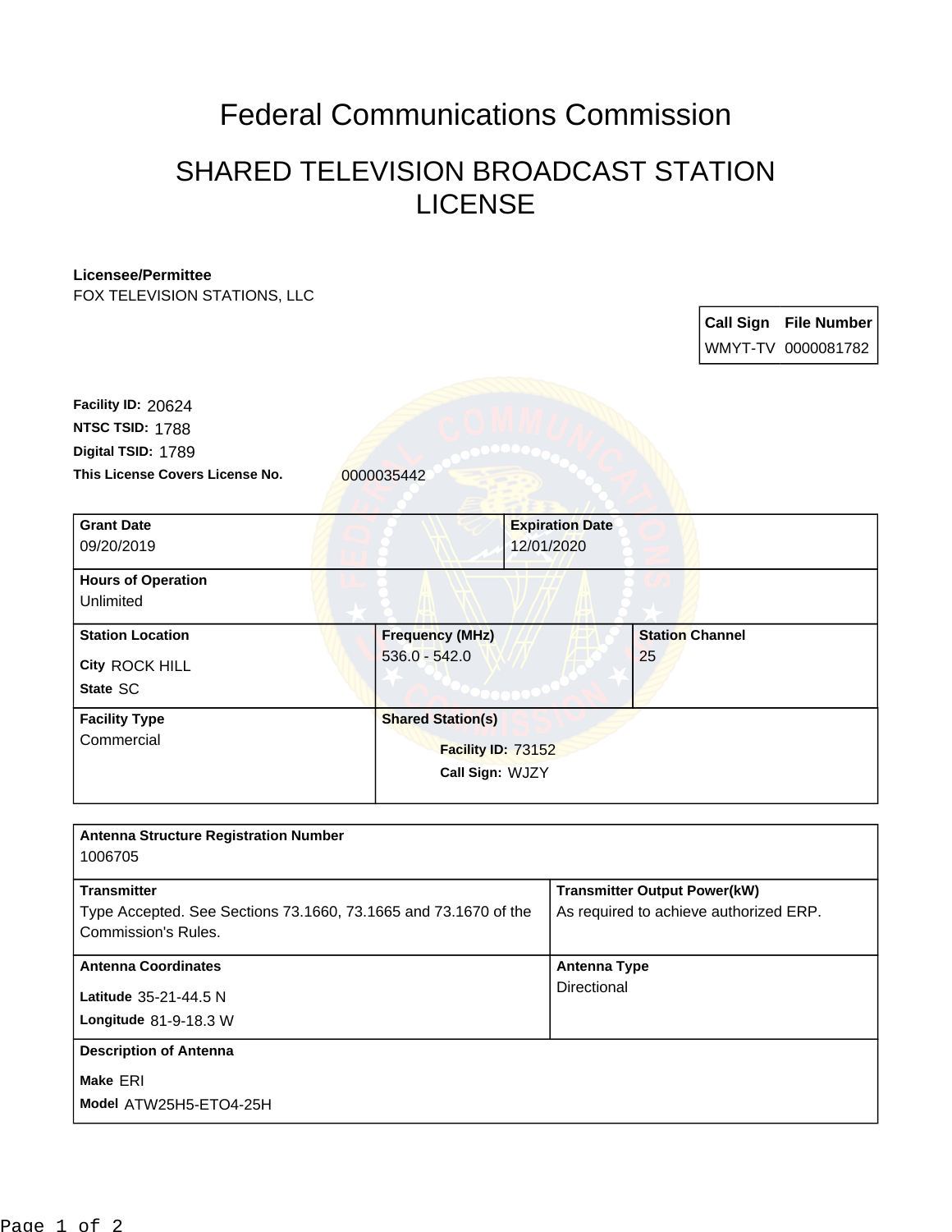# Federal Communications Commission

## SHARED TELEVISION BROADCAST STATION LICENSE

**Licensee/Permittee**
FOX TELEVISION STATIONS, LLC

| Call Sign | File Number |
|---|---|
| WMYT-TV | 0000081782 |

**Facility ID:** 20624
**NTSC TSID:** 1788
**Digital TSID:** 1789
**This License Covers License No.** 0000035442

| Grant Date | Expiration Date | |
|---|---|---|
| 09/20/2019 | 12/01/2020 | |
| **Hours of Operation** | | |
| Unlimited | | |
| **Station Location** | **Frequency (MHz)** | **Station Channel** |
| City ROCK HILL<br>State SC | 536.0 - 542.0 | 25 |
| **Facility Type** | **Shared Station(s)** | |
| Commercial | Facility ID: 73152<br>Call Sign: WJZY | |

| Antenna Structure Registration Number | |
|---|---|
| 1006705 | |
| **Transmitter** | **Transmitter Output Power(kW)** |
| Type Accepted. See Sections 73.1660, 73.1665 and 73.1670 of the Commission's Rules. | As required to achieve authorized ERP. |
| **Antenna Coordinates** | **Antenna Type** |
| Latitude 35-21-44.5 N<br>Longitude 81-9-18.3 W | Directional |
| **Description of Antenna** | |
| Make ERI<br>Model ATW25H5-ETO4-25H | |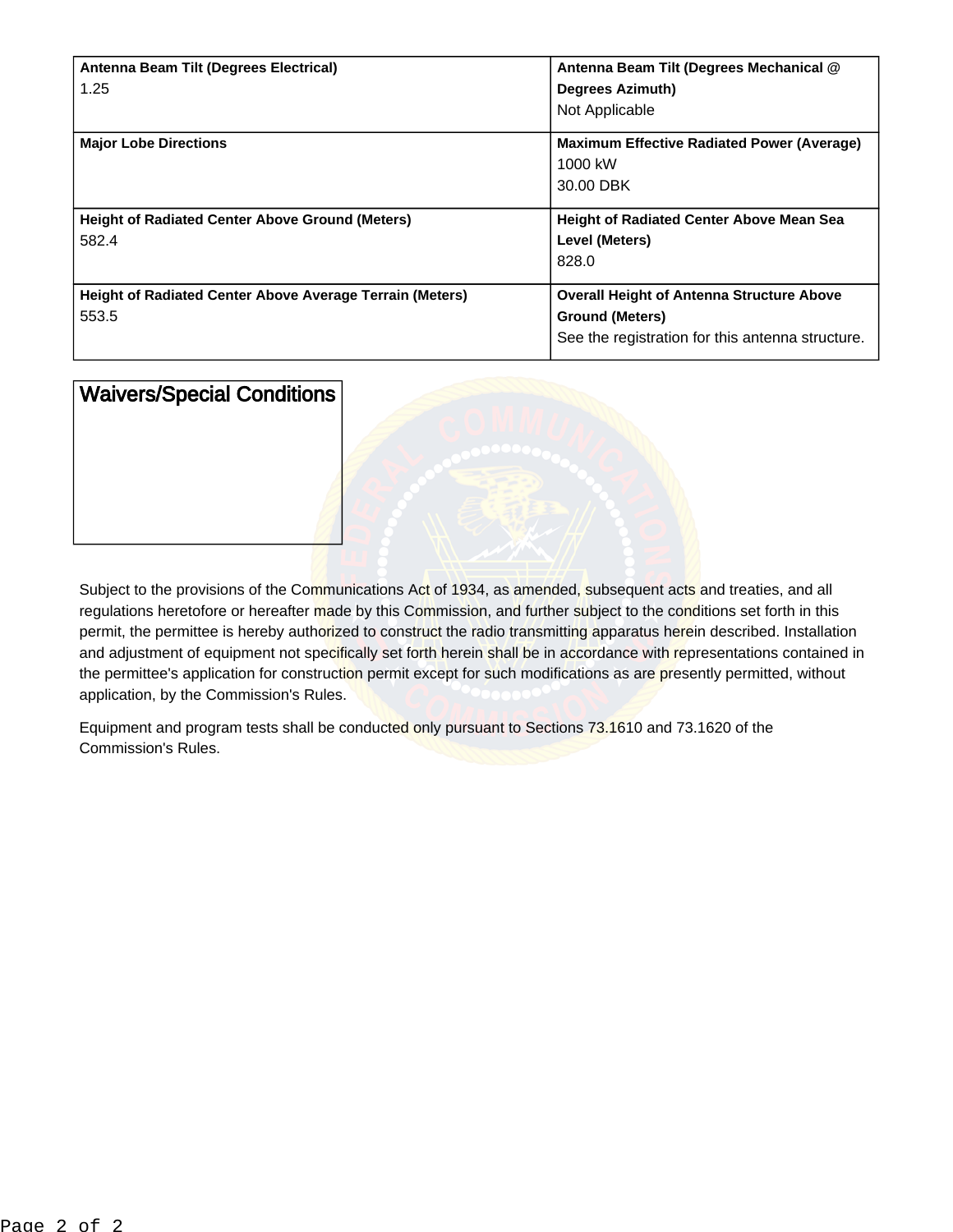| | |
|---|---|
| **Antenna Beam Tilt (Degrees Electrical)**<br>1.25 | **Antenna Beam Tilt (Degrees Mechanical @ Degrees Azimuth)**<br>Not Applicable |
| **Major Lobe Directions** | **Maximum Effective Radiated Power (Average)**<br>1000 kW<br>30.00 DBK |
| **Height of Radiated Center Above Ground (Meters)**<br>582.4 | **Height of Radiated Center Above Mean Sea Level (Meters)**<br>828.0 |
| **Height of Radiated Center Above Average Terrain (Meters)**<br>553.5 | **Overall Height of Antenna Structure Above Ground (Meters)**<br>See the registration for this antenna structure. |

## Waivers/Special Conditions

Subject to the provisions of the Communications Act of 1934, as amended, subsequent acts and treaties, and all regulations heretofore or hereafter made by this Commission, and further subject to the conditions set forth in this permit, the permittee is hereby authorized to construct the radio transmitting apparatus herein described. Installation and adjustment of equipment not specifically set forth herein shall be in accordance with representations contained in the permittee's application for construction permit except for such modifications as are presently permitted, without application, by the Commission's Rules.

Equipment and program tests shall be conducted only pursuant to Sections 73.1610 and 73.1620 of the Commission's Rules.